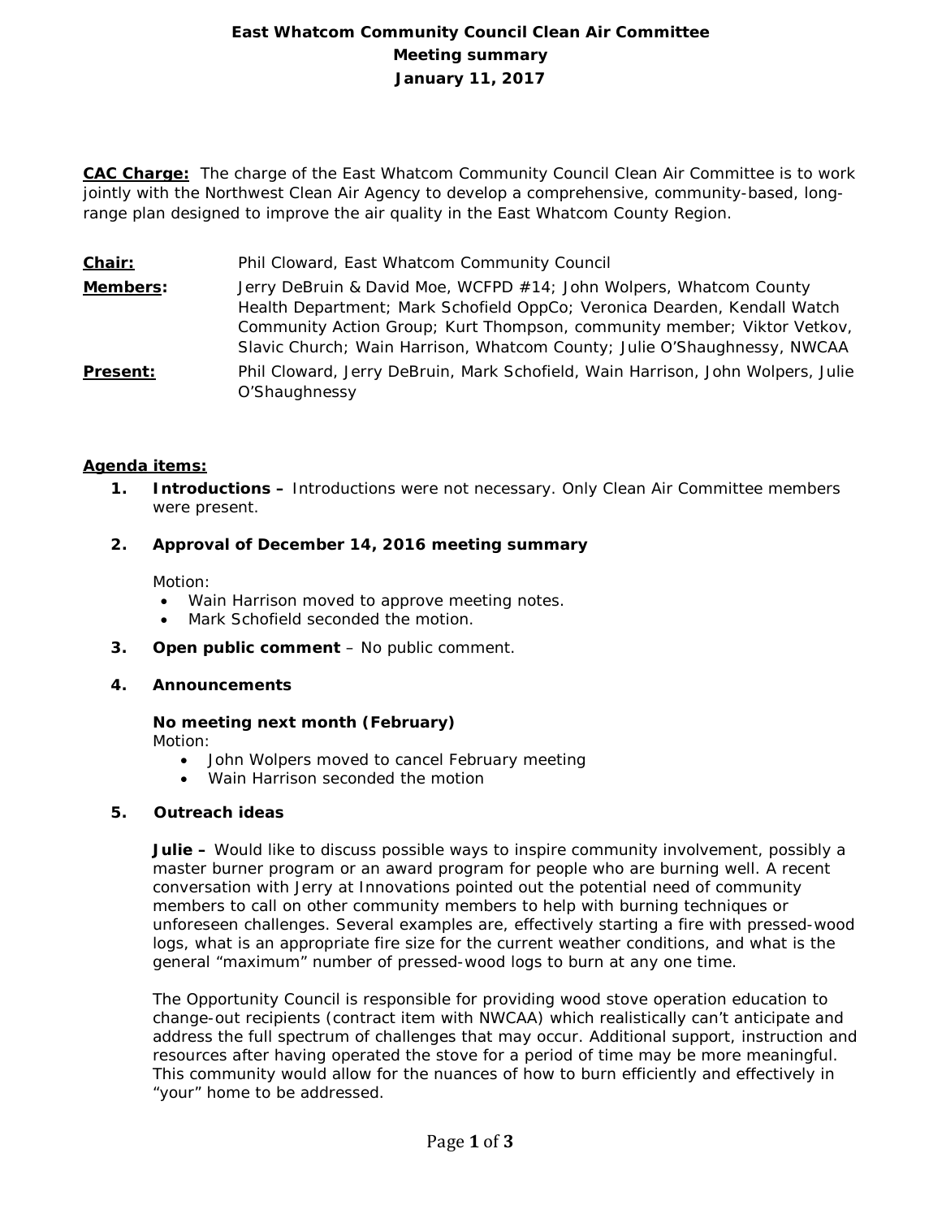**East Whatcom Community Council Clean Air Committee**
**Meeting summary**
**January 11, 2017**

**CAC Charge:** The charge of the East Whatcom Community Council Clean Air Committee is to work jointly with the Northwest Clean Air Agency to develop a comprehensive, community-based, long-range plan designed to improve the air quality in the East Whatcom County Region.

| | |
|---|---|
| **Chair:** | Phil Cloward, East Whatcom Community Council |
| **Members:** | Jerry DeBruin & David Moe, WCFPD #14; John Wolpers, Whatcom County Health Department; Mark Schofield OppCo; Veronica Dearden, Kendall Watch Community Action Group; Kurt Thompson, community member; Viktor Vetkov, Slavic Church; Wain Harrison, Whatcom County; Julie O'Shaughnessy, NWCAA |
| **Present:** | Phil Cloward, Jerry DeBruin, Mark Schofield, Wain Harrison, John Wolpers, Julie O'Shaughnessy |

**Agenda items:**

1. **Introductions –** Introductions were not necessary. Only Clean Air Committee members were present.

2. **Approval of December 14, 2016 meeting summary**

   Motion:
   - Wain Harrison moved to approve meeting notes.
   - Mark Schofield seconded the motion.

3. **Open public comment** – No public comment.

4. **Announcements**

   **No meeting next month (February)**
   Motion:
   - John Wolpers moved to cancel February meeting
   - Wain Harrison seconded the motion

5. **Outreach ideas**

   **Julie –** Would like to discuss possible ways to inspire community involvement, possibly a master burner program or an award program for people who are burning well. A recent conversation with Jerry at Innovations pointed out the potential need of community members to call on other community members to help with burning techniques or unforeseen challenges. Several examples are, effectively starting a fire with pressed-wood logs, what is an appropriate fire size for the current weather conditions, and what is the general "maximum" number of pressed-wood logs to burn at any one time.

   The Opportunity Council is responsible for providing wood stove operation education to change-out recipients (contract item with NWCAA) which realistically can't anticipate and address the full spectrum of challenges that may occur. Additional support, instruction and resources after having operated the stove for a period of time may be more meaningful. This community would allow for the nuances of how to burn efficiently and effectively in "your" home to be addressed.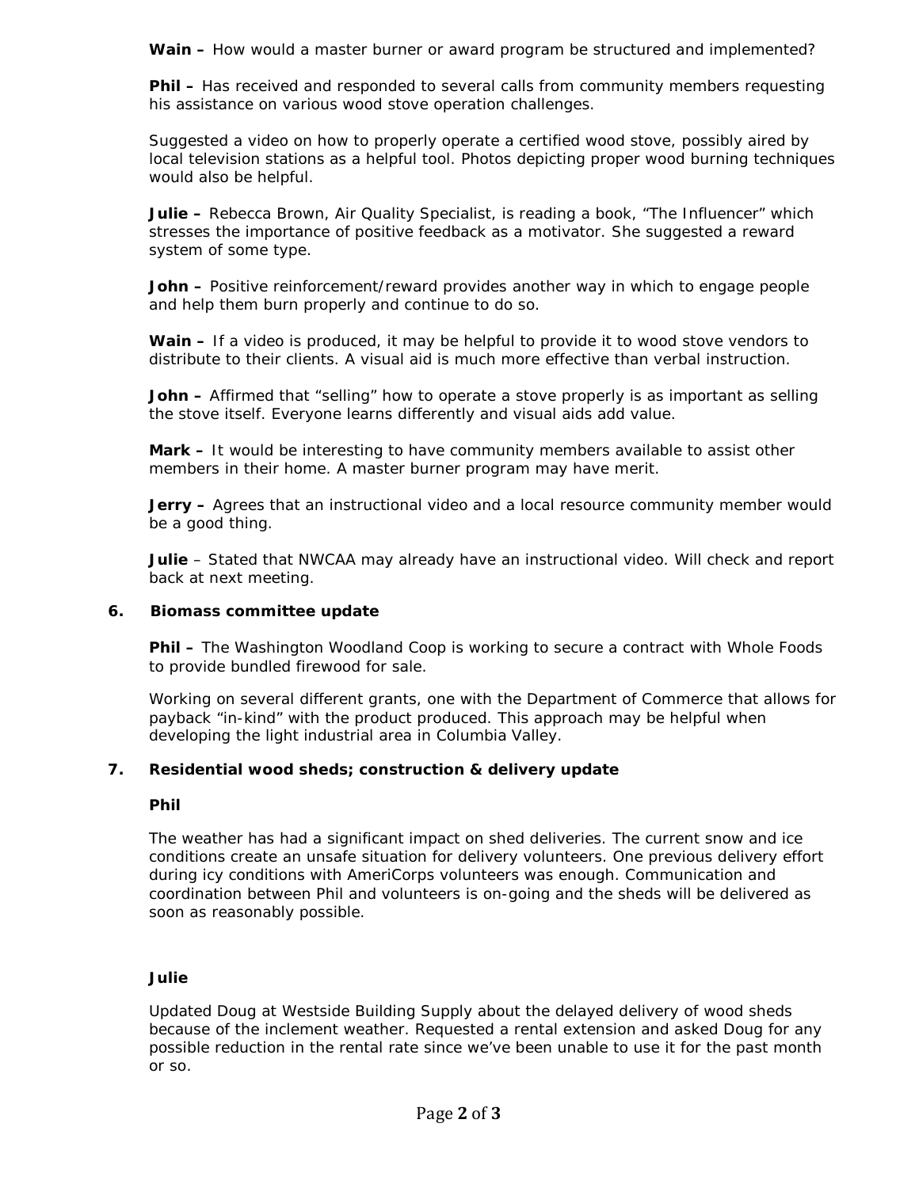**Wain –** How would a master burner or award program be structured and implemented?

**Phil –** Has received and responded to several calls from community members requesting his assistance on various wood stove operation challenges.

Suggested a video on how to properly operate a certified wood stove, possibly aired by local television stations as a helpful tool. Photos depicting proper wood burning techniques would also be helpful.

**Julie –** Rebecca Brown, Air Quality Specialist, is reading a book, "The Influencer" which stresses the importance of positive feedback as a motivator. She suggested a reward system of some type.

**John –** Positive reinforcement/reward provides another way in which to engage people and help them burn properly and continue to do so.

**Wain –** If a video is produced, it may be helpful to provide it to wood stove vendors to distribute to their clients. A visual aid is much more effective than verbal instruction.

**John –** Affirmed that "selling" how to operate a stove properly is as important as selling the stove itself. Everyone learns differently and visual aids add value.

**Mark –** It would be interesting to have community members available to assist other members in their home. A master burner program may have merit.

**Jerry –** Agrees that an instructional video and a local resource community member would be a good thing.

**Julie** – Stated that NWCAA may already have an instructional video. Will check and report back at next meeting.

**6. Biomass committee update**

**Phil –** The Washington Woodland Coop is working to secure a contract with Whole Foods to provide bundled firewood for sale.

Working on several different grants, one with the Department of Commerce that allows for payback "in-kind" with the product produced. This approach may be helpful when developing the light industrial area in Columbia Valley.

**7. Residential wood sheds; construction & delivery update**

**Phil**

The weather has had a significant impact on shed deliveries. The current snow and ice conditions create an unsafe situation for delivery volunteers. One previous delivery effort during icy conditions with AmeriCorps volunteers was enough. Communication and coordination between Phil and volunteers is on-going and the sheds will be delivered as soon as reasonably possible.

**Julie**

Updated Doug at Westside Building Supply about the delayed delivery of wood sheds because of the inclement weather. Requested a rental extension and asked Doug for any possible reduction in the rental rate since we've been unable to use it for the past month or so.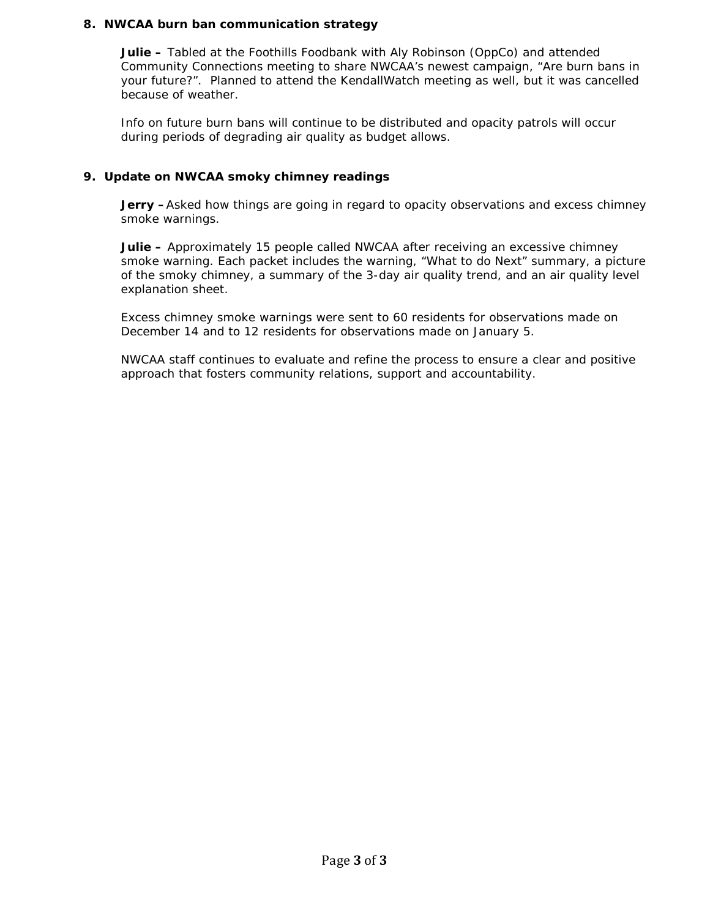8. **NWCAA burn ban communication strategy**

**Julie –** Tabled at the Foothills Foodbank with Aly Robinson (OppCo) and attended Community Connections meeting to share NWCAA's newest campaign, "Are burn bans in your future?". Planned to attend the KendallWatch meeting as well, but it was cancelled because of weather.

Info on future burn bans will continue to be distributed and opacity patrols will occur during periods of degrading air quality as budget allows.

9. **Update on NWCAA smoky chimney readings**

**Jerry –** Asked how things are going in regard to opacity observations and excess chimney smoke warnings.

**Julie –** Approximately 15 people called NWCAA after receiving an excessive chimney smoke warning. Each packet includes the warning, "What to do Next" summary, a picture of the smoky chimney, a summary of the 3-day air quality trend, and an air quality level explanation sheet.

Excess chimney smoke warnings were sent to 60 residents for observations made on December 14 and to 12 residents for observations made on January 5.

NWCAA staff continues to evaluate and refine the process to ensure a clear and positive approach that fosters community relations, support and accountability.